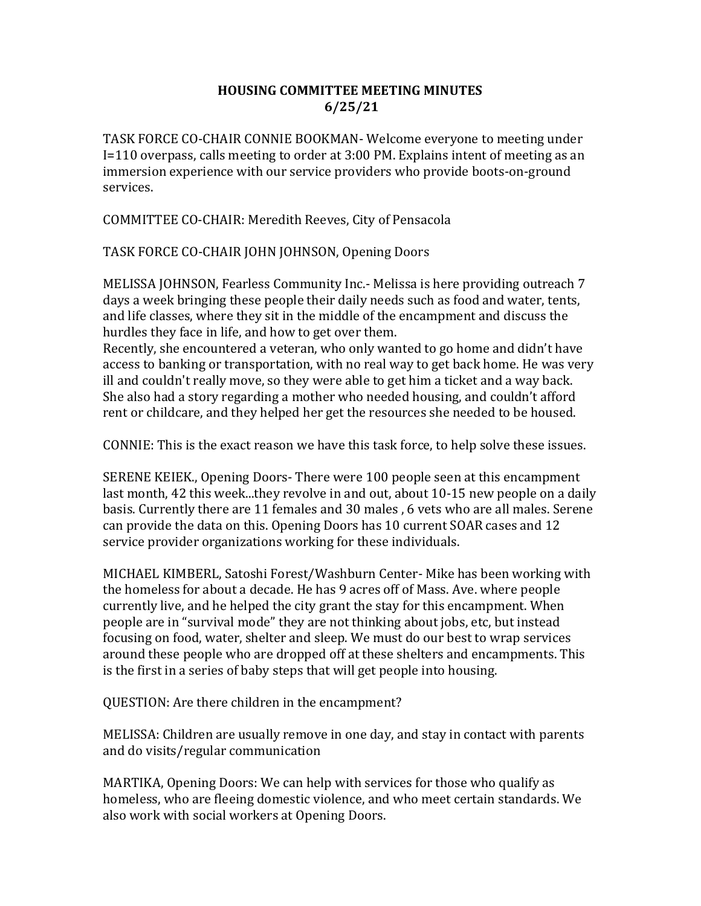# HOUSING COMMITTEE MEETING MINUTES
# 6/25/21

TASK FORCE CO-CHAIR CONNIE BOOKMAN- Welcome everyone to meeting under I=110 overpass, calls meeting to order at 3:00 PM. Explains intent of meeting as an immersion experience with our service providers who provide boots-on-ground services.

COMMITTEE CO-CHAIR: Meredith Reeves, City of Pensacola

TASK FORCE CO-CHAIR JOHN JOHNSON, Opening Doors

MELISSA JOHNSON, Fearless Community Inc.- Melissa is here providing outreach 7 days a week bringing these people their daily needs such as food and water, tents, and life classes, where they sit in the middle of the encampment and discuss the hurdles they face in life, and how to get over them.
Recently, she encountered a veteran, who only wanted to go home and didn't have access to banking or transportation, with no real way to get back home. He was very ill and couldn't really move, so they were able to get him a ticket and a way back. She also had a story regarding a mother who needed housing, and couldn't afford rent or childcare, and they helped her get the resources she needed to be housed.

CONNIE: This is the exact reason we have this task force, to help solve these issues.

SERENE KEIEK., Opening Doors- There were 100 people seen at this encampment last month, 42 this week...they revolve in and out, about 10-15 new people on a daily basis. Currently there are 11 females and 30 males , 6 vets who are all males. Serene can provide the data on this. Opening Doors has 10 current SOAR cases and 12 service provider organizations working for these individuals.

MICHAEL KIMBERL, Satoshi Forest/Washburn Center- Mike has been working with the homeless for about a decade. He has 9 acres off of Mass. Ave. where people currently live, and he helped the city grant the stay for this encampment. When people are in "survival mode" they are not thinking about jobs, etc, but instead focusing on food, water, shelter and sleep. We must do our best to wrap services around these people who are dropped off at these shelters and encampments. This is the first in a series of baby steps that will get people into housing.

QUESTION: Are there children in the encampment?

MELISSA: Children are usually remove in one day, and stay in contact with parents and do visits/regular communication

MARTIKA, Opening Doors: We can help with services for those who qualify as homeless, who are fleeing domestic violence, and who meet certain standards. We also work with social workers at Opening Doors.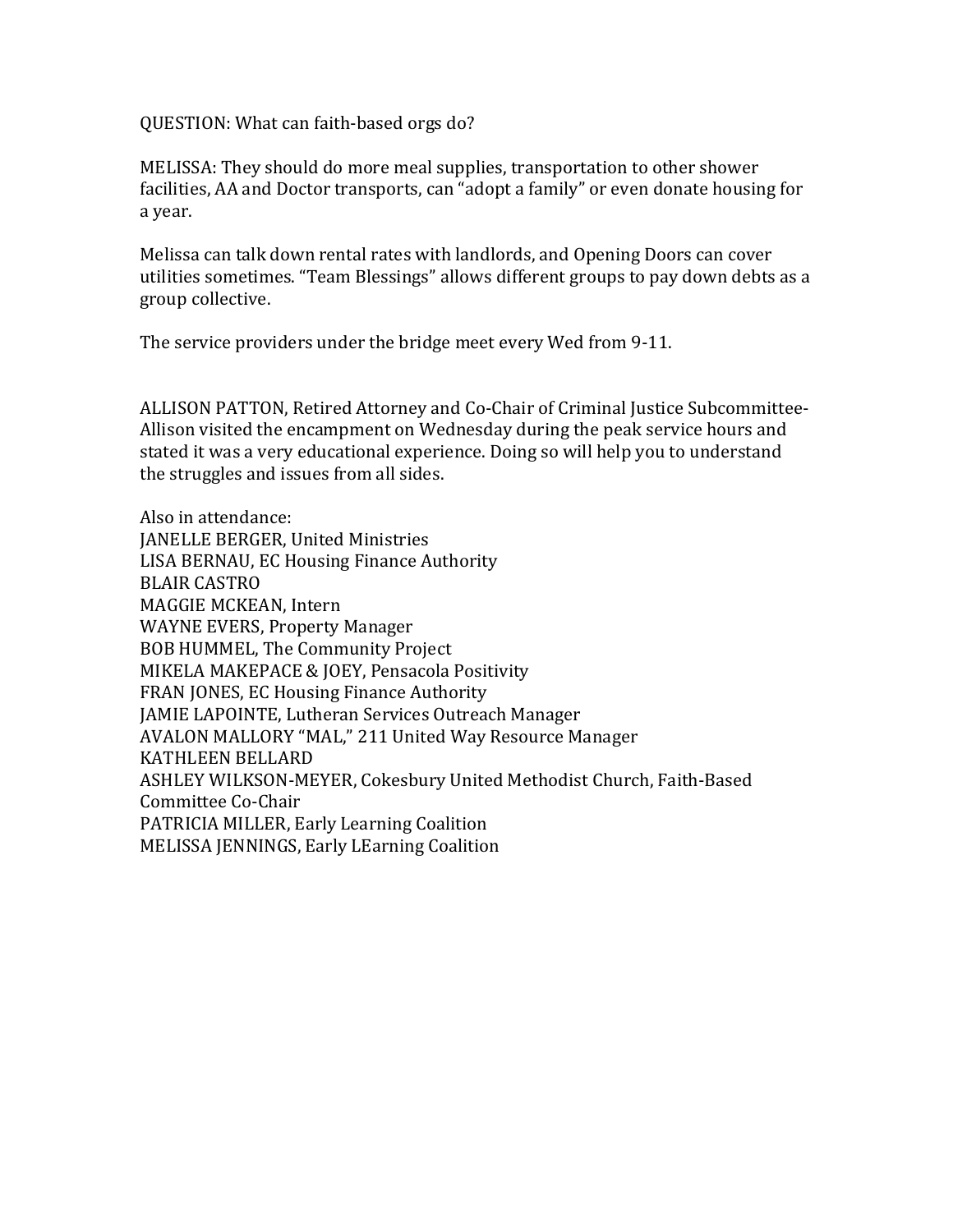QUESTION: What can faith-based orgs do?

MELISSA: They should do more meal supplies, transportation to other shower facilities, AA and Doctor transports, can "adopt a family" or even donate housing for a year.

Melissa can talk down rental rates with landlords, and Opening Doors can cover utilities sometimes. "Team Blessings" allows different groups to pay down debts as a group collective.

The service providers under the bridge meet every Wed from 9-11.

ALLISON PATTON, Retired Attorney and Co-Chair of Criminal Justice Subcommittee- Allison visited the encampment on Wednesday during the peak service hours and stated it was a very educational experience. Doing so will help you to understand the struggles and issues from all sides.

Also in attendance:
JANELLE BERGER, United Ministries
LISA BERNAU, EC Housing Finance Authority
BLAIR CASTRO
MAGGIE MCKEAN, Intern
WAYNE EVERS, Property Manager
BOB HUMMEL, The Community Project
MIKELA MAKEPACE & JOEY, Pensacola Positivity
FRAN JONES, EC Housing Finance Authority
JAMIE LAPOINTE, Lutheran Services Outreach Manager
AVALON MALLORY "MAL," 211 United Way Resource Manager
KATHLEEN BELLARD
ASHLEY WILKSON-MEYER, Cokesbury United Methodist Church, Faith-Based Committee Co-Chair
PATRICIA MILLER, Early Learning Coalition
MELISSA JENNINGS, Early LEarning Coalition